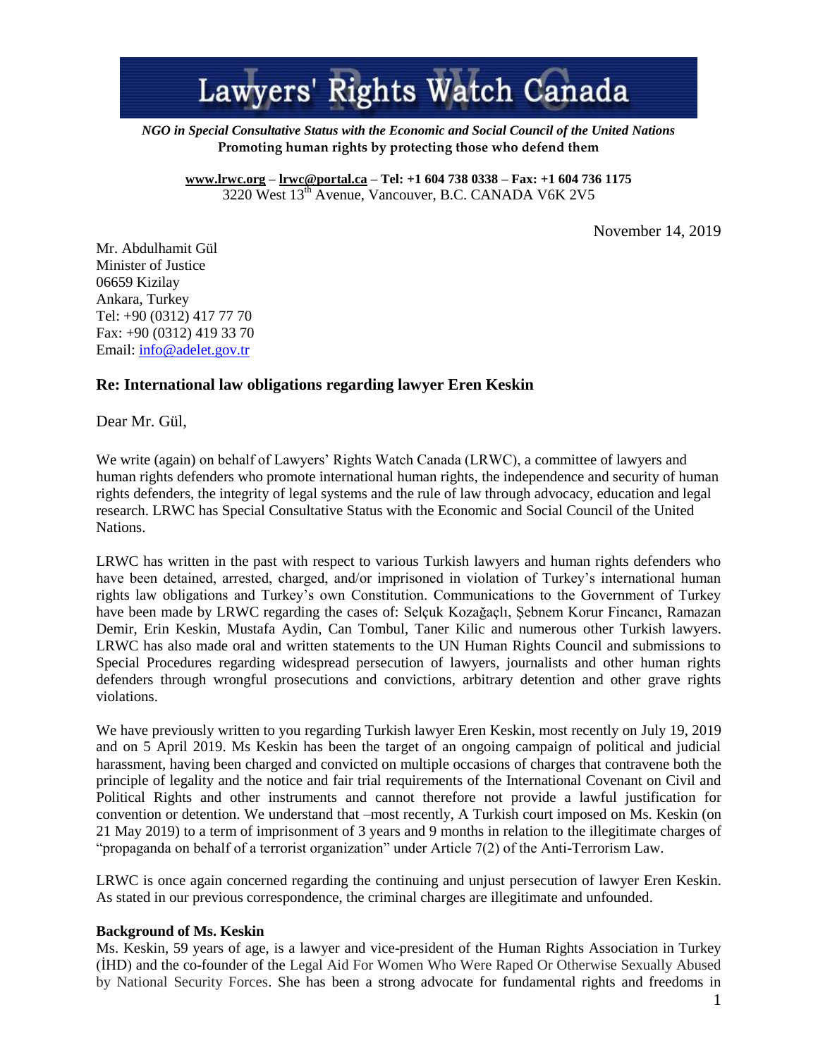# Lawyers' Rights Watch Canada

*NGO in Special Consultative Status with the Economic and Social Council of the United Nations*
**Promoting human rights by protecting those who defend them**

**www.lrwc.org – lrwc@portal.ca – Tel: +1 604 738 0338 – Fax: +1 604 736 1175**
3220 West 13th Avenue, Vancouver, B.C. CANADA V6K 2V5

November 14, 2019

Mr. Abdulhamit Gül
Minister of Justice
06659 Kizilay
Ankara, Turkey
Tel: +90 (0312) 417 77 70
Fax: +90 (0312) 419 33 70
Email: info@adelet.gov.tr

## Re: International law obligations regarding lawyer Eren Keskin

Dear Mr. Gül,

We write (again) on behalf of Lawyers' Rights Watch Canada (LRWC), a committee of lawyers and human rights defenders who promote international human rights, the independence and security of human rights defenders, the integrity of legal systems and the rule of law through advocacy, education and legal research. LRWC has Special Consultative Status with the Economic and Social Council of the United Nations.

LRWC has written in the past with respect to various Turkish lawyers and human rights defenders who have been detained, arrested, charged, and/or imprisoned in violation of Turkey's international human rights law obligations and Turkey's own Constitution. Communications to the Government of Turkey have been made by LRWC regarding the cases of: Selçuk Kozağaçlı, Şebnem Korur Fincancı, Ramazan Demir, Erin Keskin, Mustafa Aydin, Can Tombul, Taner Kilic and numerous other Turkish lawyers. LRWC has also made oral and written statements to the UN Human Rights Council and submissions to Special Procedures regarding widespread persecution of lawyers, journalists and other human rights defenders through wrongful prosecutions and convictions, arbitrary detention and other grave rights violations.

We have previously written to you regarding Turkish lawyer Eren Keskin, most recently on July 19, 2019 and on 5 April 2019. Ms Keskin has been the target of an ongoing campaign of political and judicial harassment, having been charged and convicted on multiple occasions of charges that contravene both the principle of legality and the notice and fair trial requirements of the International Covenant on Civil and Political Rights and other instruments and cannot therefore not provide a lawful justification for convention or detention. We understand that –most recently, A Turkish court imposed on Ms. Keskin (on 21 May 2019) to a term of imprisonment of 3 years and 9 months in relation to the illegitimate charges of "propaganda on behalf of a terrorist organization" under Article 7(2) of the Anti-Terrorism Law.

LRWC is once again concerned regarding the continuing and unjust persecution of lawyer Eren Keskin. As stated in our previous correspondence, the criminal charges are illegitimate and unfounded.

**Background of Ms. Keskin**
Ms. Keskin, 59 years of age, is a lawyer and vice-president of the Human Rights Association in Turkey (İHD) and the co-founder of the Legal Aid For Women Who Were Raped Or Otherwise Sexually Abused by National Security Forces. She has been a strong advocate for fundamental rights and freedoms in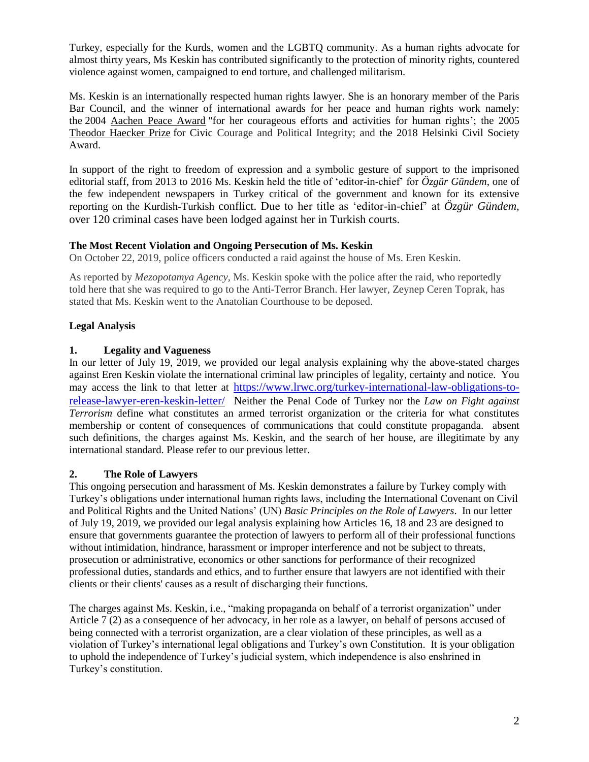Turkey, especially for the Kurds, women and the LGBTQ community. As a human rights advocate for almost thirty years, Ms Keskin has contributed significantly to the protection of minority rights, countered violence against women, campaigned to end torture, and challenged militarism.

Ms. Keskin is an internationally respected human rights lawyer. She is an honorary member of the Paris Bar Council, and the winner of international awards for her peace and human rights work namely: the 2004 Aachen Peace Award "for her courageous efforts and activities for human rights'; the 2005 Theodor Haecker Prize for Civic Courage and Political Integrity; and the 2018 Helsinki Civil Society Award.

In support of the right to freedom of expression and a symbolic gesture of support to the imprisoned editorial staff, from 2013 to 2016 Ms. Keskin held the title of 'editor-in-chief' for *Özgür Gündem*, one of the few independent newspapers in Turkey critical of the government and known for its extensive reporting on the Kurdish-Turkish conflict. Due to her title as 'editor-in-chief' at *Özgür Gündem*, over 120 criminal cases have been lodged against her in Turkish courts.

**The Most Recent Violation and Ongoing Persecution of Ms. Keskin**

On October 22, 2019, police officers conducted a raid against the house of Ms. Eren Keskin.

As reported by *Mezopotamya Agency*, Ms. Keskin spoke with the police after the raid, who reportedly told here that she was required to go to the Anti-Terror Branch. Her lawyer, Zeynep Ceren Toprak, has stated that Ms. Keskin went to the Anatolian Courthouse to be deposed.

**Legal Analysis**

**1. Legality and Vagueness**

In our letter of July 19, 2019, we provided our legal analysis explaining why the above-stated charges against Eren Keskin violate the international criminal law principles of legality, certainty and notice. You may access the link to that letter at https://www.lrwc.org/turkey-international-law-obligations-to-release-lawyer-eren-keskin-letter/ Neither the Penal Code of Turkey nor the *Law on Fight against Terrorism* define what constitutes an armed terrorist organization or the criteria for what constitutes membership or content of consequences of communications that could constitute propaganda. absent such definitions, the charges against Ms. Keskin, and the search of her house, are illegitimate by any international standard. Please refer to our previous letter.

**2. The Role of Lawyers**

This ongoing persecution and harassment of Ms. Keskin demonstrates a failure by Turkey comply with Turkey's obligations under international human rights laws, including the International Covenant on Civil and Political Rights and the United Nations' (UN) *Basic Principles on the Role of Lawyers*. In our letter of July 19, 2019, we provided our legal analysis explaining how Articles 16, 18 and 23 are designed to ensure that governments guarantee the protection of lawyers to perform all of their professional functions without intimidation, hindrance, harassment or improper interference and not be subject to threats, prosecution or administrative, economics or other sanctions for performance of their recognized professional duties, standards and ethics, and to further ensure that lawyers are not identified with their clients or their clients' causes as a result of discharging their functions.

The charges against Ms. Keskin, i.e., "making propaganda on behalf of a terrorist organization" under Article 7 (2) as a consequence of her advocacy, in her role as a lawyer, on behalf of persons accused of being connected with a terrorist organization, are a clear violation of these principles, as well as a violation of Turkey's international legal obligations and Turkey's own Constitution. It is your obligation to uphold the independence of Turkey's judicial system, which independence is also enshrined in Turkey's constitution.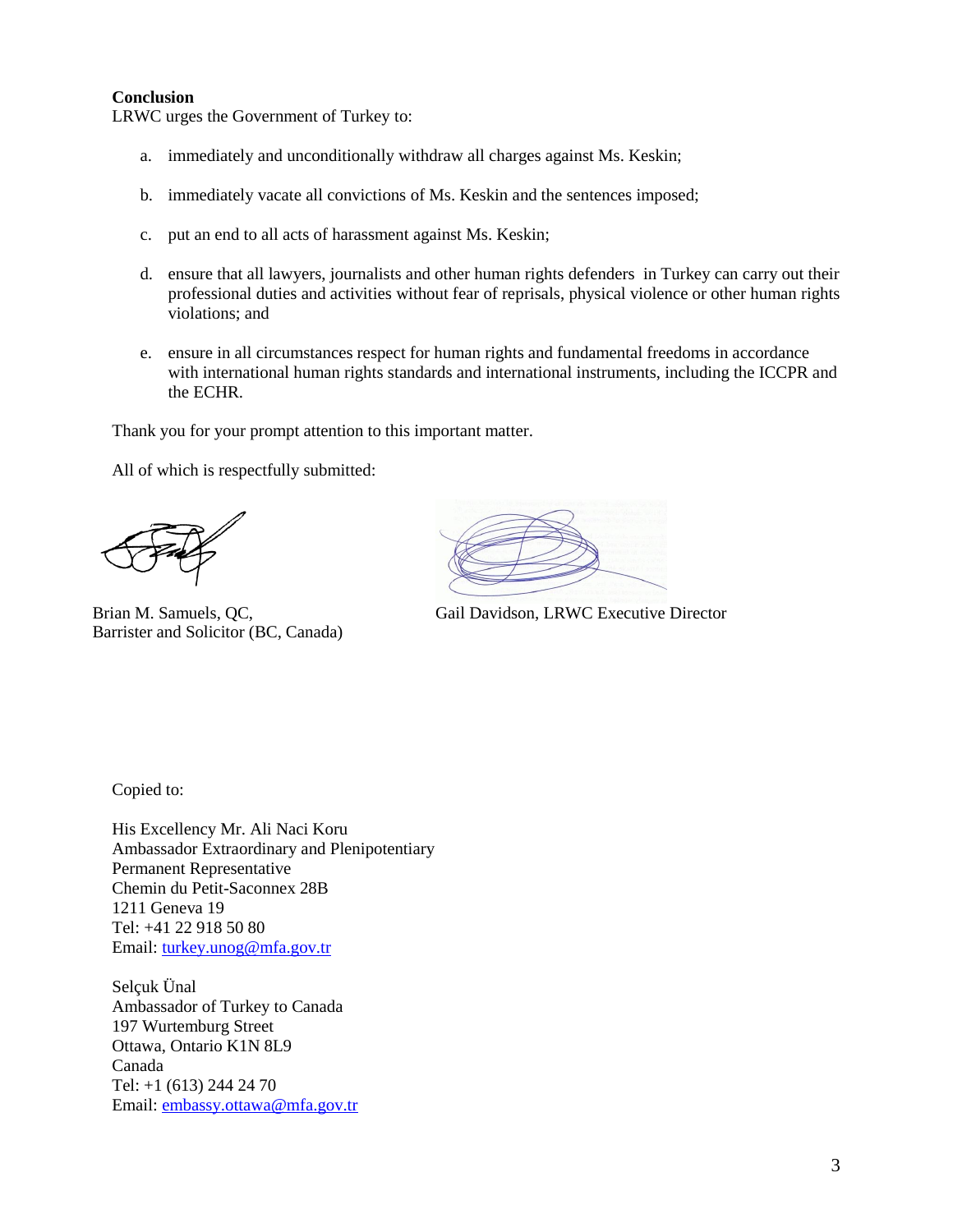**Conclusion**

LRWC urges the Government of Turkey to:

a. immediately and unconditionally withdraw all charges against Ms. Keskin;

b. immediately vacate all convictions of Ms. Keskin and the sentences imposed;

c. put an end to all acts of harassment against Ms. Keskin;

d. ensure that all lawyers, journalists and other human rights defenders in Turkey can carry out their professional duties and activities without fear of reprisals, physical violence or other human rights violations; and

e. ensure in all circumstances respect for human rights and fundamental freedoms in accordance with international human rights standards and international instruments, including the ICCPR and the ECHR.

Thank you for your prompt attention to this important matter.

All of which is respectfully submitted:

Brian M. Samuels, QC,
Barrister and Solicitor (BC, Canada)

Gail Davidson, LRWC Executive Director

Copied to:

His Excellency Mr. Ali Naci Koru
Ambassador Extraordinary and Plenipotentiary
Permanent Representative
Chemin du Petit-Saconnex 28B
1211 Geneva 19
Tel: +41 22 918 50 80
Email: turkey.unog@mfa.gov.tr

Selçuk Ünal
Ambassador of Turkey to Canada
197 Wurtemburg Street
Ottawa, Ontario K1N 8L9
Canada
Tel: +1 (613) 244 24 70
Email: embassy.ottawa@mfa.gov.tr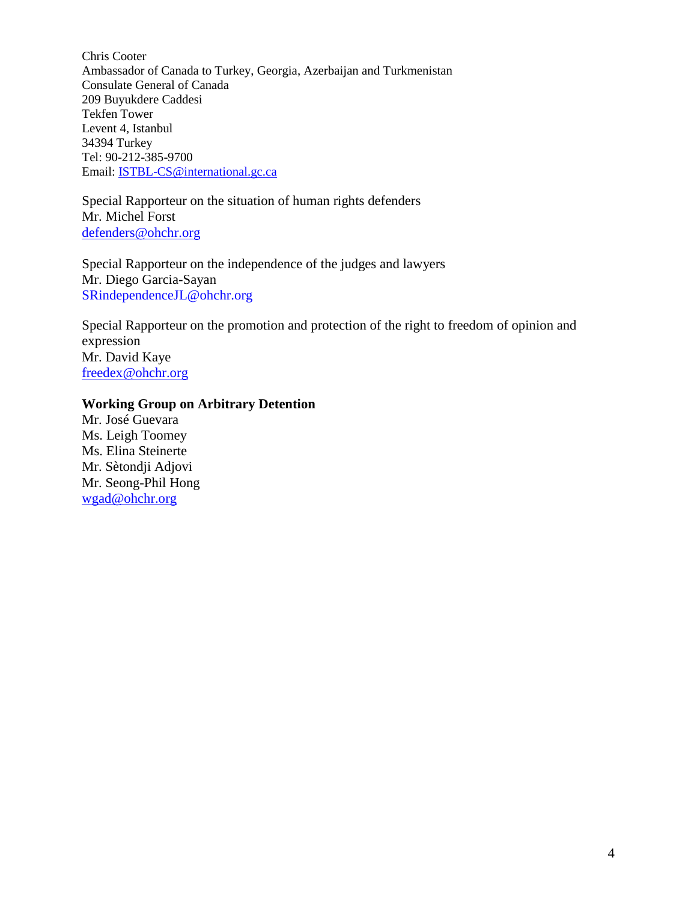Chris Cooter
Ambassador of Canada to Turkey, Georgia, Azerbaijan and Turkmenistan
Consulate General of Canada
209 Buyukdere Caddesi
Tekfen Tower
Levent 4, Istanbul
34394 Turkey
Tel: 90-212-385-9700
Email: ISTBL-CS@international.gc.ca

Special Rapporteur on the situation of human rights defenders
Mr. Michel Forst
defenders@ohchr.org

Special Rapporteur on the independence of the judges and lawyers
Mr. Diego Garcia-Sayan
SRindependenceJL@ohchr.org

Special Rapporteur on the promotion and protection of the right to freedom of opinion and expression
Mr. David Kaye
freedex@ohchr.org

**Working Group on Arbitrary Detention**
Mr. José Guevara
Ms. Leigh Toomey
Ms. Elina Steinerte
Mr. Sètondji Adjovi
Mr. Seong-Phil Hong
wgad@ohchr.org